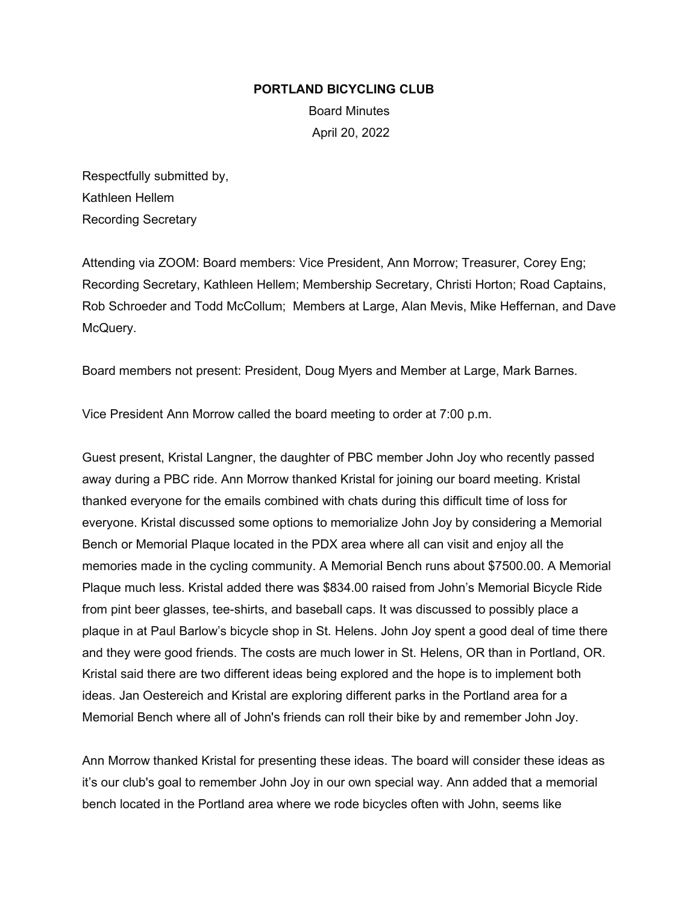**PORTLAND BICYCLING CLUB**

Board Minutes

April 20, 2022

Respectfully submitted by,
Kathleen Hellem
Recording Secretary

Attending via ZOOM: Board members: Vice President, Ann Morrow; Treasurer, Corey Eng; Recording Secretary, Kathleen Hellem; Membership Secretary, Christi Horton; Road Captains, Rob Schroeder and Todd McCollum; Members at Large, Alan Mevis, Mike Heffernan, and Dave McQuery.

Board members not present: President, Doug Myers and Member at Large, Mark Barnes.

Vice President Ann Morrow called the board meeting to order at 7:00 p.m.

Guest present, Kristal Langner, the daughter of PBC member John Joy who recently passed away during a PBC ride. Ann Morrow thanked Kristal for joining our board meeting. Kristal thanked everyone for the emails combined with chats during this difficult time of loss for everyone. Kristal discussed some options to memorialize John Joy by considering a Memorial Bench or Memorial Plaque located in the PDX area where all can visit and enjoy all the memories made in the cycling community. A Memorial Bench runs about $7500.00. A Memorial Plaque much less. Kristal added there was $834.00 raised from John's Memorial Bicycle Ride from pint beer glasses, tee-shirts, and baseball caps. It was discussed to possibly place a plaque in at Paul Barlow's bicycle shop in St. Helens. John Joy spent a good deal of time there and they were good friends. The costs are much lower in St. Helens, OR than in Portland, OR. Kristal said there are two different ideas being explored and the hope is to implement both ideas. Jan Oestereich and Kristal are exploring different parks in the Portland area for a Memorial Bench where all of John's friends can roll their bike by and remember John Joy.

Ann Morrow thanked Kristal for presenting these ideas. The board will consider these ideas as it's our club's goal to remember John Joy in our own special way. Ann added that a memorial bench located in the Portland area where we rode bicycles often with John, seems like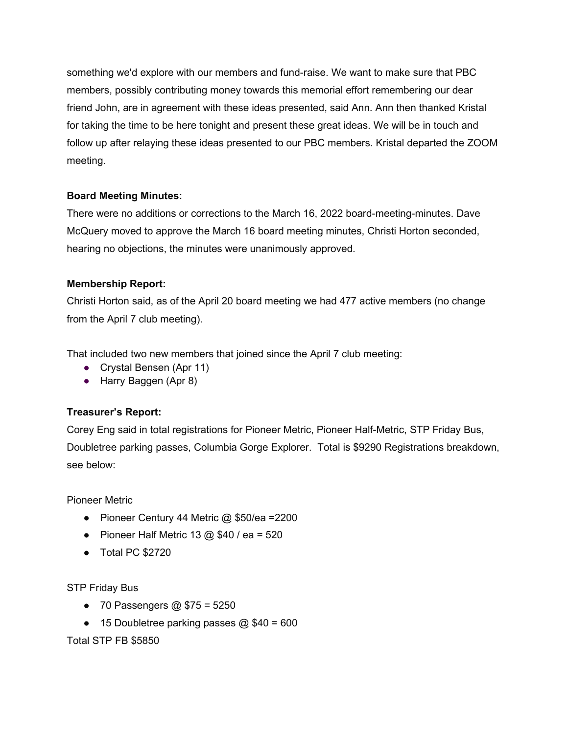something we'd explore with our members and fund-raise. We want to make sure that PBC members, possibly contributing money towards this memorial effort remembering our dear friend John, are in agreement with these ideas presented, said Ann. Ann then thanked Kristal for taking the time to be here tonight and present these great ideas. We will be in touch and follow up after relaying these ideas presented to our PBC members. Kristal departed the ZOOM meeting.

**Board Meeting Minutes:**
There were no additions or corrections to the March 16, 2022 board-meeting-minutes. Dave McQuery moved to approve the March 16 board meeting minutes, Christi Horton seconded, hearing no objections, the minutes were unanimously approved.

**Membership Report:**
Christi Horton said, as of the April 20 board meeting we had 477 active members (no change from the April 7 club meeting).

That included two new members that joined since the April 7 club meeting:

- Crystal Bensen (Apr 11)
- Harry Baggen (Apr 8)

**Treasurer's Report:**
Corey Eng said in total registrations for Pioneer Metric, Pioneer Half-Metric, STP Friday Bus, Doubletree parking passes, Columbia Gorge Explorer. Total is $9290 Registrations breakdown, see below:

Pioneer Metric

- Pioneer Century 44 Metric @ $50/ea =2200
- Pioneer Half Metric 13 @ $40 / ea = 520
- Total PC $2720

STP Friday Bus

- 70 Passengers @ $75 = 5250
- 15 Doubletree parking passes @ $40 = 600

Total STP FB $5850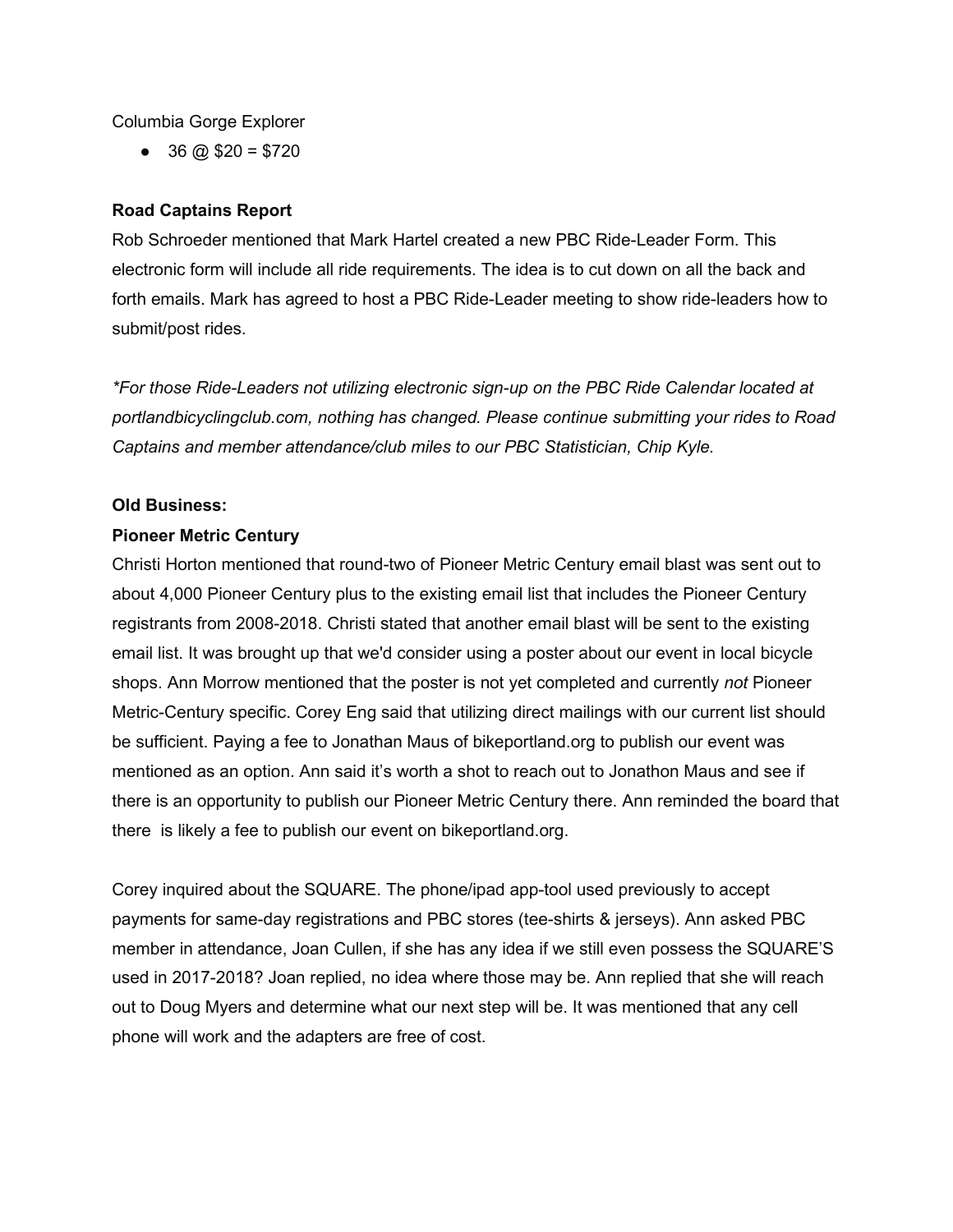Columbia Gorge Explorer

- 36 @ $20 = $720

**Road Captains Report**

Rob Schroeder mentioned that Mark Hartel created a new PBC Ride-Leader Form. This electronic form will include all ride requirements. The idea is to cut down on all the back and forth emails. Mark has agreed to host a PBC Ride-Leader meeting to show ride-leaders how to submit/post rides.

*\*For those Ride-Leaders not utilizing electronic sign-up on the PBC Ride Calendar located at portlandbicyclingclub.com, nothing has changed. Please continue submitting your rides to Road Captains and member attendance/club miles to our PBC Statistician, Chip Kyle.*

**Old Business:**

**Pioneer Metric Century**

Christi Horton mentioned that round-two of Pioneer Metric Century email blast was sent out to about 4,000 Pioneer Century plus to the existing email list that includes the Pioneer Century registrants from 2008-2018. Christi stated that another email blast will be sent to the existing email list. It was brought up that we'd consider using a poster about our event in local bicycle shops. Ann Morrow mentioned that the poster is not yet completed and currently *not* Pioneer Metric-Century specific. Corey Eng said that utilizing direct mailings with our current list should be sufficient. Paying a fee to Jonathan Maus of bikeportland.org to publish our event was mentioned as an option. Ann said it's worth a shot to reach out to Jonathon Maus and see if there is an opportunity to publish our Pioneer Metric Century there. Ann reminded the board that there is likely a fee to publish our event on bikeportland.org.

Corey inquired about the SQUARE. The phone/ipad app-tool used previously to accept payments for same-day registrations and PBC stores (tee-shirts & jerseys). Ann asked PBC member in attendance, Joan Cullen, if she has any idea if we still even possess the SQUARE'S used in 2017-2018? Joan replied, no idea where those may be. Ann replied that she will reach out to Doug Myers and determine what our next step will be. It was mentioned that any cell phone will work and the adapters are free of cost.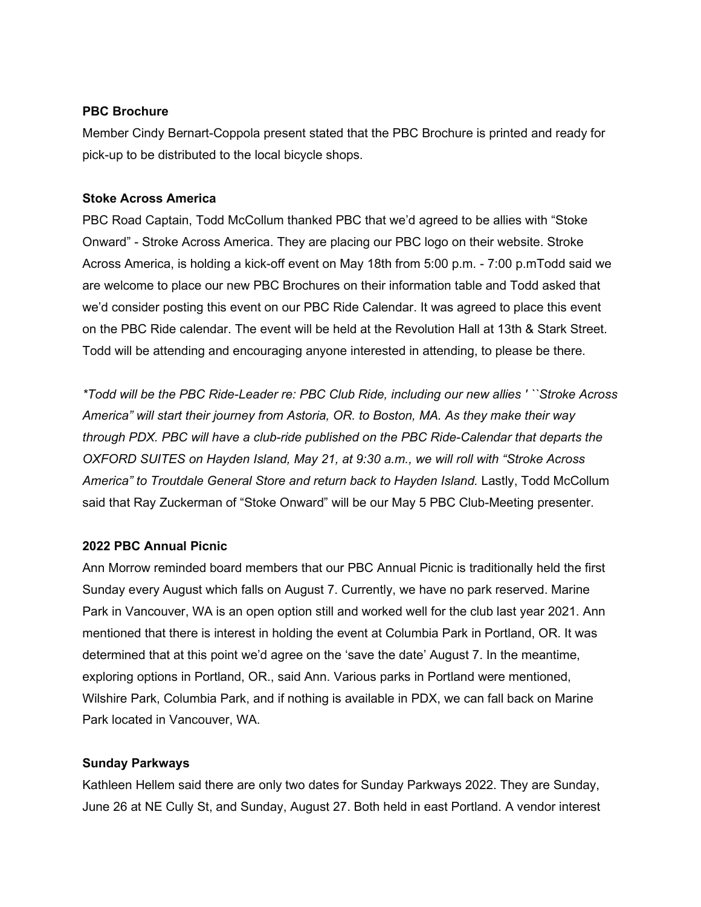**PBC Brochure**

Member Cindy Bernart-Coppola present stated that the PBC Brochure is printed and ready for pick-up to be distributed to the local bicycle shops.

**Stoke Across America**

PBC Road Captain, Todd McCollum thanked PBC that we'd agreed to be allies with "Stoke Onward" - Stroke Across America. They are placing our PBC logo on their website. Stroke Across America, is holding a kick-off event on May 18th from 5:00 p.m. - 7:00 p.mTodd said we are welcome to place our new PBC Brochures on their information table and Todd asked that we'd consider posting this event on our PBC Ride Calendar. It was agreed to place this event on the PBC Ride calendar. The event will be held at the Revolution Hall at 13th & Stark Street. Todd will be attending and encouraging anyone interested in attending, to please be there.

*\*Todd will be the PBC Ride-Leader re: PBC Club Ride, including our new allies ' ``Stroke Across America" will start their journey from Astoria, OR. to Boston, MA. As they make their way through PDX. PBC will have a club-ride published on the PBC Ride-Calendar that departs the OXFORD SUITES on Hayden Island, May 21, at 9:30 a.m., we will roll with "Stroke Across America" to Troutdale General Store and return back to Hayden Island.* Lastly, Todd McCollum said that Ray Zuckerman of "Stoke Onward" will be our May 5 PBC Club-Meeting presenter.

**2022 PBC Annual Picnic**

Ann Morrow reminded board members that our PBC Annual Picnic is traditionally held the first Sunday every August which falls on August 7. Currently, we have no park reserved. Marine Park in Vancouver, WA is an open option still and worked well for the club last year 2021. Ann mentioned that there is interest in holding the event at Columbia Park in Portland, OR. It was determined that at this point we'd agree on the 'save the date' August 7. In the meantime, exploring options in Portland, OR., said Ann. Various parks in Portland were mentioned, Wilshire Park, Columbia Park, and if nothing is available in PDX, we can fall back on Marine Park located in Vancouver, WA.

**Sunday Parkways**

Kathleen Hellem said there are only two dates for Sunday Parkways 2022. They are Sunday, June 26 at NE Cully St, and Sunday, August 27. Both held in east Portland. A vendor interest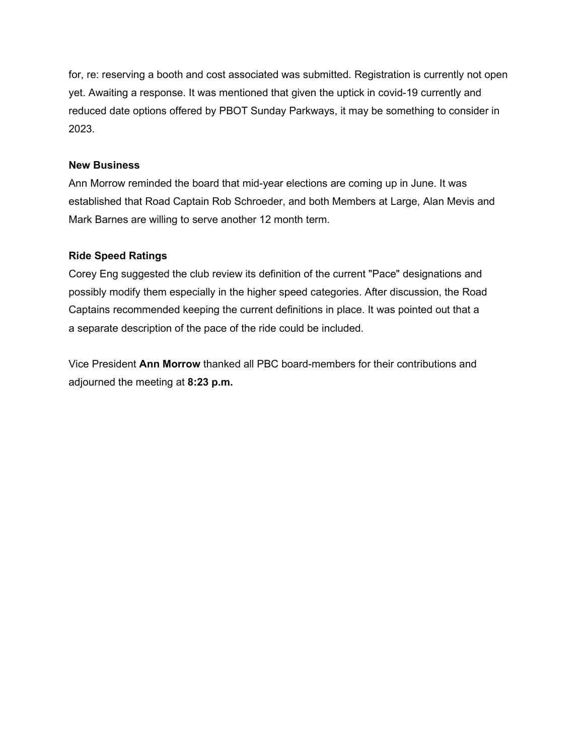for, re: reserving a booth and cost associated was submitted. Registration is currently not open yet. Awaiting a response. It was mentioned that given the uptick in covid-19 currently and reduced date options offered by PBOT Sunday Parkways, it may be something to consider in 2023.

**New Business**

Ann Morrow reminded the board that mid-year elections are coming up in June. It was established that Road Captain Rob Schroeder, and both Members at Large, Alan Mevis and Mark Barnes are willing to serve another 12 month term.

**Ride Speed Ratings**

Corey Eng suggested the club review its definition of the current "Pace" designations and possibly modify them especially in the higher speed categories. After discussion, the Road Captains recommended keeping the current definitions in place. It was pointed out that a a separate description of the pace of the ride could be included.

Vice President **Ann Morrow** thanked all PBC board-members for their contributions and adjourned the meeting at **8:23 p.m.**